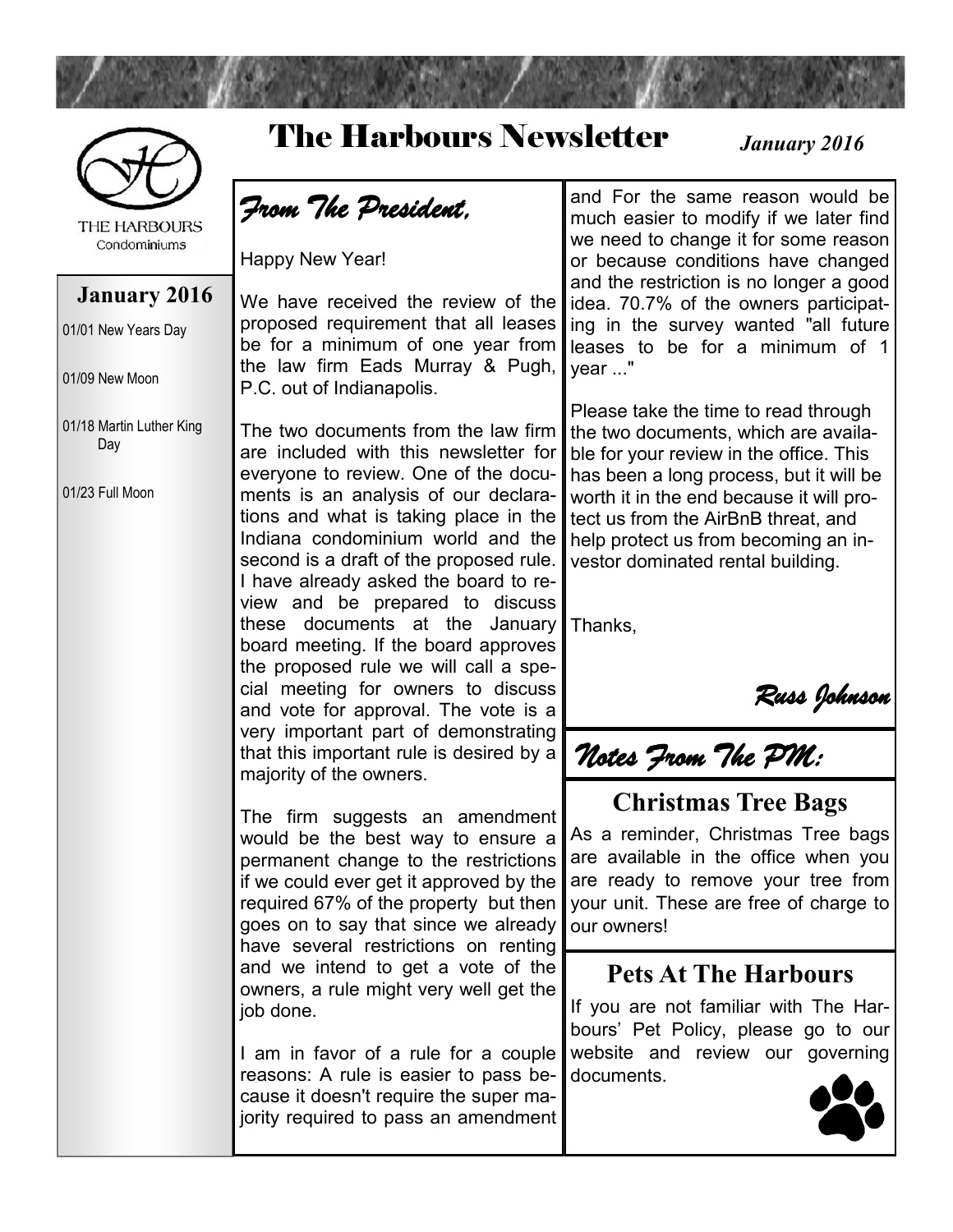# The Harbours Newsletter

*January 2016*

THE HARBOURS
Condominiums

## January 2016

01/01 New Years Day

01/09 New Moon

01/18 Martin Luther King Day

01/23 Full Moon

## *From The President,*

Happy New Year!

We have received the review of the proposed requirement that all leases be for a minimum of one year from the law firm Eads Murray & Pugh, P.C. out of Indianapolis.

The two documents from the law firm are included with this newsletter for everyone to review. One of the documents is an analysis of our declarations and what is taking place in the Indiana condominium world and the second is a draft of the proposed rule. I have already asked the board to review and be prepared to discuss these documents at the January board meeting. If the board approves the proposed rule we will call a special meeting for owners to discuss and vote for approval. The vote is a very important part of demonstrating that this important rule is desired by a majority of the owners.

The firm suggests an amendment would be the best way to ensure a permanent change to the restrictions if we could ever get it approved by the required 67% of the property but then goes on to say that since we already have several restrictions on renting and we intend to get a vote of the owners, a rule might very well get the job done.

I am in favor of a rule for a couple reasons: A rule is easier to pass because it doesn't require the super majority required to pass an amendment and For the same reason would be much easier to modify if we later find we need to change it for some reason or because conditions have changed and the restriction is no longer a good idea. 70.7% of the owners participating in the survey wanted "all future leases to be for a minimum of 1 year ..."

Please take the time to read through the two documents, which are available for your review in the office. This has been a long process, but it will be worth it in the end because it will protect us from the AirBnB threat, and help protect us from becoming an investor dominated rental building.

Thanks,

*Russ Johnson*

## *Notes From The PM:*

### Christmas Tree Bags

As a reminder, Christmas Tree bags are available in the office when you are ready to remove your tree from your unit. These are free of charge to our owners!

### Pets At The Harbours

If you are not familiar with The Harbours' Pet Policy, please go to our website and review our governing documents.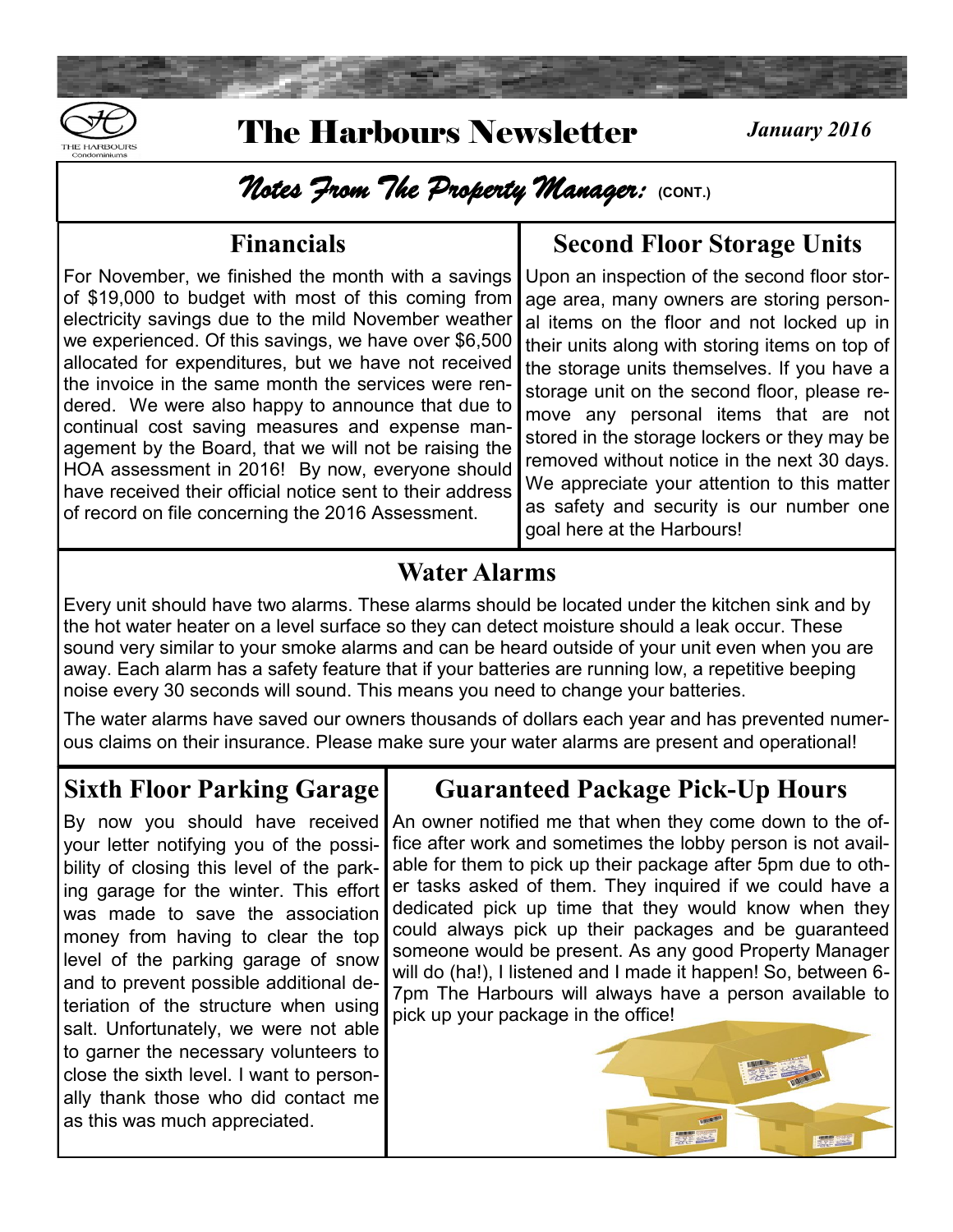# The Harbours Newsletter

*January 2016*

## *Notes From The Property Manager:* (CONT.)

### Financials

For November, we finished the month with a savings of $19,000 to budget with most of this coming from electricity savings due to the mild November weather we experienced. Of this savings, we have over $6,500 allocated for expenditures, but we have not received the invoice in the same month the services were rendered. We were also happy to announce that due to continual cost saving measures and expense management by the Board, that we will not be raising the HOA assessment in 2016! By now, everyone should have received their official notice sent to their address of record on file concerning the 2016 Assessment.

### Second Floor Storage Units

Upon an inspection of the second floor storage area, many owners are storing personal items on the floor and not locked up in their units along with storing items on top of the storage units themselves. If you have a storage unit on the second floor, please remove any personal items that are not stored in the storage lockers or they may be removed without notice in the next 30 days. We appreciate your attention to this matter as safety and security is our number one goal here at the Harbours!

### Water Alarms

Every unit should have two alarms. These alarms should be located under the kitchen sink and by the hot water heater on a level surface so they can detect moisture should a leak occur. These sound very similar to your smoke alarms and can be heard outside of your unit even when you are away. Each alarm has a safety feature that if your batteries are running low, a repetitive beeping noise every 30 seconds will sound. This means you need to change your batteries.

The water alarms have saved our owners thousands of dollars each year and has prevented numerous claims on their insurance. Please make sure your water alarms are present and operational!

### Sixth Floor Parking Garage

By now you should have received your letter notifying you of the possibility of closing this level of the parking garage for the winter. This effort was made to save the association money from having to clear the top level of the parking garage of snow and to prevent possible additional deteriation of the structure when using salt. Unfortunately, we were not able to garner the necessary volunteers to close the sixth level. I want to personally thank those who did contact me as this was much appreciated.

### Guaranteed Package Pick-Up Hours

An owner notified me that when they come down to the office after work and sometimes the lobby person is not available for them to pick up their package after 5pm due to other tasks asked of them. They inquired if we could have a dedicated pick up time that they would know when they could always pick up their packages and be guaranteed someone would be present. As any good Property Manager will do (ha!), I listened and I made it happen! So, between 6-7pm The Harbours will always have a person available to pick up your package in the office!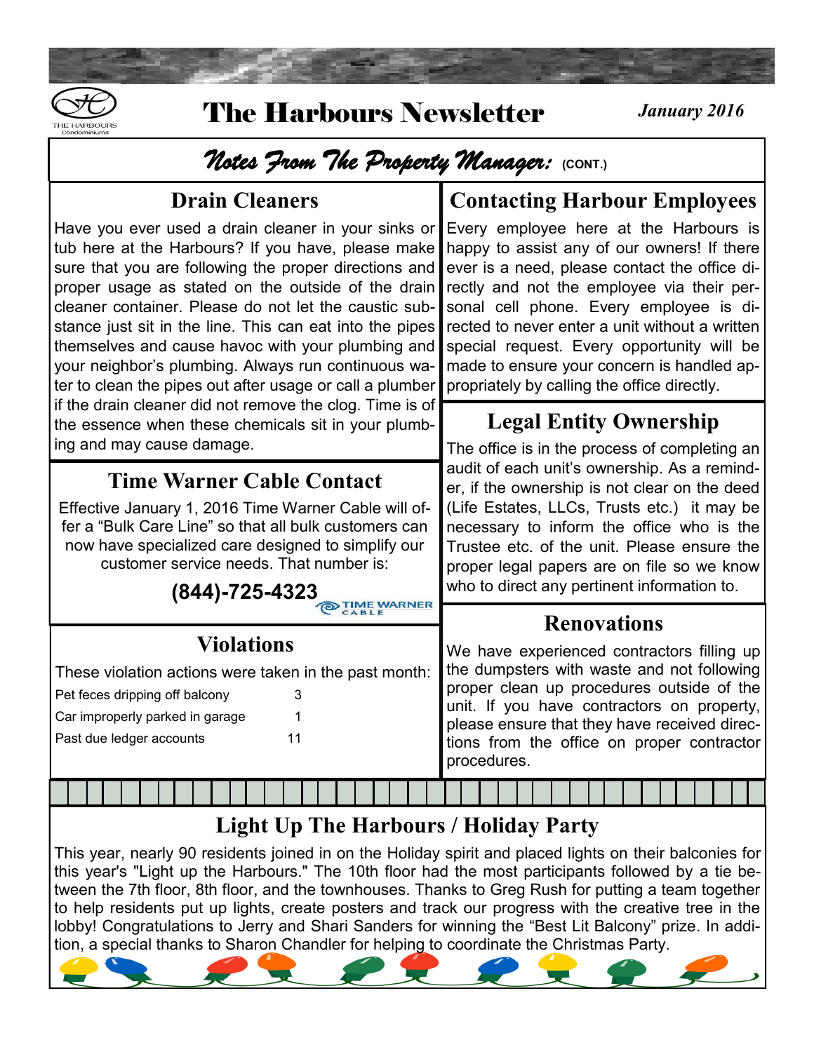# The Harbours Newsletter

*January 2016*

## *Notes From The Property Manager:* (CONT.)

### Drain Cleaners

Have you ever used a drain cleaner in your sinks or tub here at the Harbours? If you have, please make sure that you are following the proper directions and proper usage as stated on the outside of the drain cleaner container. Please do not let the caustic substance just sit in the line. This can eat into the pipes themselves and cause havoc with your plumbing and your neighbor's plumbing. Always run continuous water to clean the pipes out after usage or call a plumber if the drain cleaner did not remove the clog. Time is of the essence when these chemicals sit in your plumbing and may cause damage.

### Time Warner Cable Contact

Effective January 1, 2016 Time Warner Cable will offer a "Bulk Care Line" so that all bulk customers can now have specialized care designed to simplify our customer service needs. That number is:

**(844)-725-4323**

### Violations

These violation actions were taken in the past month:

| | |
|---|---|
| Pet feces dripping off balcony | 3 |
| Car improperly parked in garage | 1 |
| Past due ledger accounts | 11 |

### Contacting Harbour Employees

Every employee here at the Harbours is happy to assist any of our owners! If there ever is a need, please contact the office directly and not the employee via their personal cell phone. Every employee is directed to never enter a unit without a written special request. Every opportunity will be made to ensure your concern is handled appropriately by calling the office directly.

### Legal Entity Ownership

The office is in the process of completing an audit of each unit's ownership. As a reminder, if the ownership is not clear on the deed (Life Estates, LLCs, Trusts etc.) it may be necessary to inform the office who is the Trustee etc. of the unit. Please ensure the proper legal papers are on file so we know who to direct any pertinent information to.

### Renovations

We have experienced contractors filling up the dumpsters with waste and not following proper clean up procedures outside of the unit. If you have contractors on property, please ensure that they have received directions from the office on proper contractor procedures.

### Light Up The Harbours / Holiday Party

This year, nearly 90 residents joined in on the Holiday spirit and placed lights on their balconies for this year's "Light up the Harbours." The 10th floor had the most participants followed by a tie between the 7th floor, 8th floor, and the townhouses. Thanks to Greg Rush for putting a team together to help residents put up lights, create posters and track our progress with the creative tree in the lobby! Congratulations to Jerry and Shari Sanders for winning the "Best Lit Balcony" prize. In addition, a special thanks to Sharon Chandler for helping to coordinate the Christmas Party.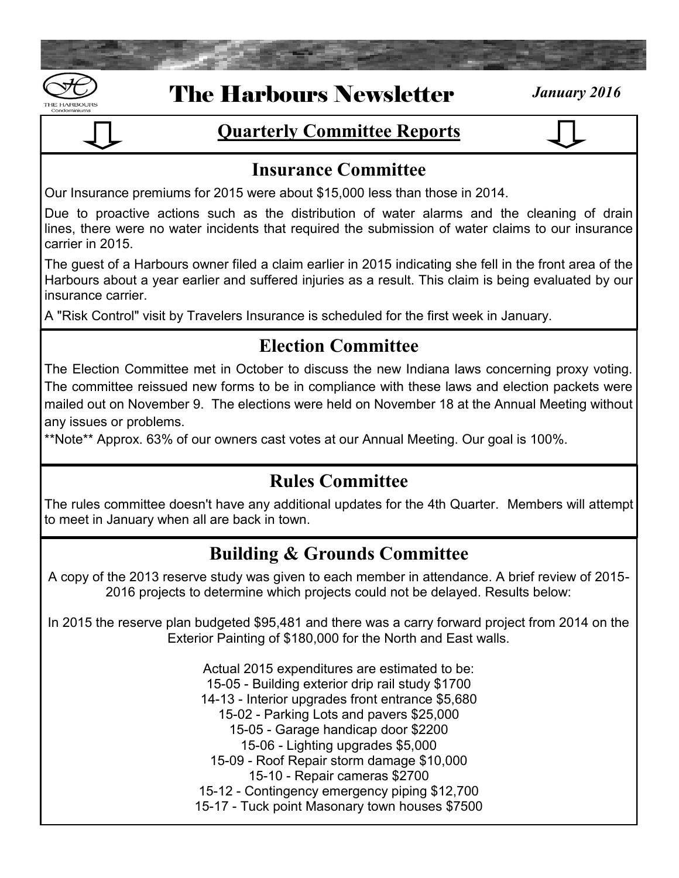# The Harbours Newsletter

*January 2016*

## Quarterly Committee Reports

### Insurance Committee

Our Insurance premiums for 2015 were about $15,000 less than those in 2014.

Due to proactive actions such as the distribution of water alarms and the cleaning of drain lines, there were no water incidents that required the submission of water claims to our insurance carrier in 2015.

The guest of a Harbours owner filed a claim earlier in 2015 indicating she fell in the front area of the Harbours about a year earlier and suffered injuries as a result. This claim is being evaluated by our insurance carrier.

A "Risk Control" visit by Travelers Insurance is scheduled for the first week in January.

### Election Committee

The Election Committee met in October to discuss the new Indiana laws concerning proxy voting. The committee reissued new forms to be in compliance with these laws and election packets were mailed out on November 9. The elections were held on November 18 at the Annual Meeting without any issues or problems.

**Note** Approx. 63% of our owners cast votes at our Annual Meeting. Our goal is 100%.

### Rules Committee

The rules committee doesn't have any additional updates for the 4th Quarter. Members will attempt to meet in January when all are back in town.

### Building & Grounds Committee

A copy of the 2013 reserve study was given to each member in attendance. A brief review of 2015-2016 projects to determine which projects could not be delayed. Results below:

In 2015 the reserve plan budgeted $95,481 and there was a carry forward project from 2014 on the Exterior Painting of $180,000 for the North and East walls.

Actual 2015 expenditures are estimated to be:
15-05 - Building exterior drip rail study $1700
14-13 - Interior upgrades front entrance $5,680
15-02 - Parking Lots and pavers $25,000
15-05 - Garage handicap door $2200
15-06 - Lighting upgrades $5,000
15-09 - Roof Repair storm damage $10,000
15-10 - Repair cameras $2700
15-12 - Contingency emergency piping $12,700
15-17 - Tuck point Masonary town houses $7500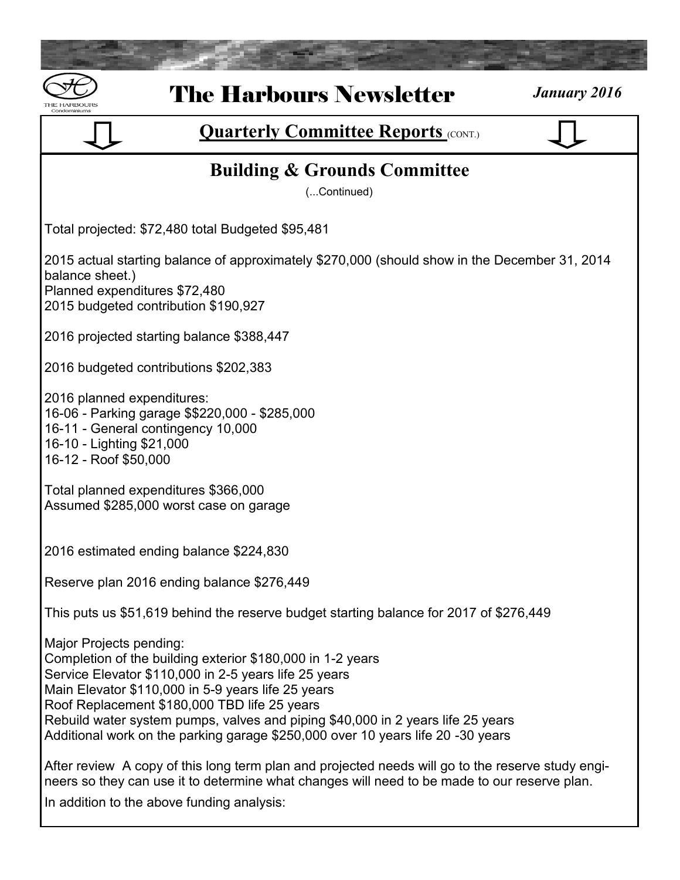## Quarterly Committee Reports (CONT.)

### Building & Grounds Committee

(...Continued)

Total projected: $72,480 total Budgeted $95,481

2015 actual starting balance of approximately $270,000 (should show in the December 31, 2014 balance sheet.)
Planned expenditures $72,480
2015 budgeted contribution $190,927

2016 projected starting balance $388,447

2016 budgeted contributions $202,383

2016 planned expenditures:
16-06 - Parking garage $$220,000 - $285,000
16-11 - General contingency 10,000
16-10 - Lighting $21,000
16-12 - Roof $50,000

Total planned expenditures $366,000
Assumed $285,000 worst case on garage

2016 estimated ending balance $224,830

Reserve plan 2016 ending balance $276,449

This puts us $51,619 behind the reserve budget starting balance for 2017 of $276,449

Major Projects pending:
Completion of the building exterior $180,000 in 1-2 years
Service Elevator $110,000 in 2-5 years life 25 years
Main Elevator $110,000 in 5-9 years life 25 years
Roof Replacement $180,000 TBD life 25 years
Rebuild water system pumps, valves and piping $40,000 in 2 years life 25 years
Additional work on the parking garage $250,000 over 10 years life 20 -30 years

After review A copy of this long term plan and projected needs will go to the reserve study engineers so they can use it to determine what changes will need to be made to our reserve plan.

In addition to the above funding analysis: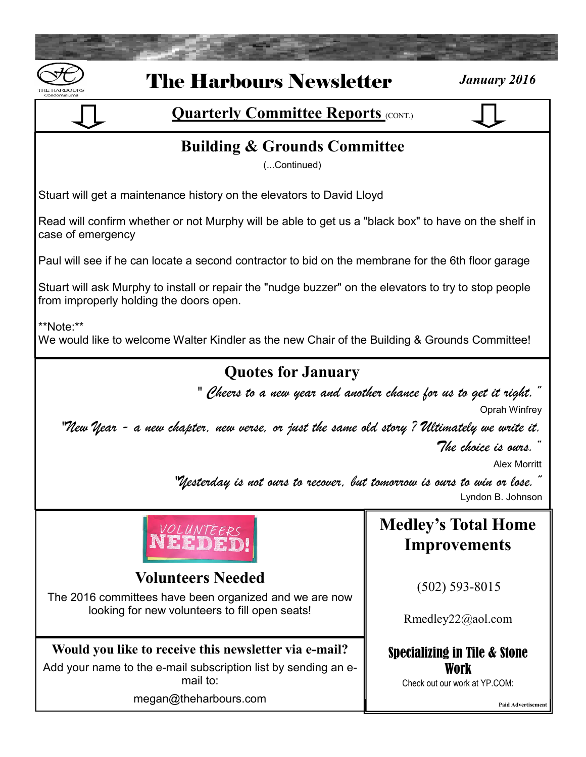# The Harbours Newsletter

*January 2016*

## Quarterly Committee Reports (CONT.)

### Building & Grounds Committee

(...Continued)

Stuart will get a maintenance history on the elevators to David Lloyd

Read will confirm whether or not Murphy will be able to get us a "black box" to have on the shelf in case of emergency

Paul will see if he can locate a second contractor to bid on the membrane for the 6th floor garage

Stuart will ask Murphy to install or repair the "nudge buzzer" on the elevators to try to stop people from improperly holding the doors open.

**Note:**
We would like to welcome Walter Kindler as the new Chair of the Building & Grounds Committee!

### Quotes for January

*" Cheers to a new year and another chance for us to get it right."*

Oprah Winfrey

*"New Year - a new chapter, new verse, or just the same old story? Ultimately we write it. The choice is ours."*

Alex Morritt

*"Yesterday is not ours to recover, but tomorrow is ours to win or lose."*

Lyndon B. Johnson

### Volunteers Needed

The 2016 committees have been organized and we are now looking for new volunteers to fill open seats!

### Would you like to receive this newsletter via e-mail?

Add your name to the e-mail subscription list by sending an e-mail to:

megan@theharbours.com

### Medley's Total Home Improvements

(502) 593-8015

Rmedley22@aol.com

**Specializing in Tile & Stone Work**

Check out our work at YP.COM:

Paid Advertisement